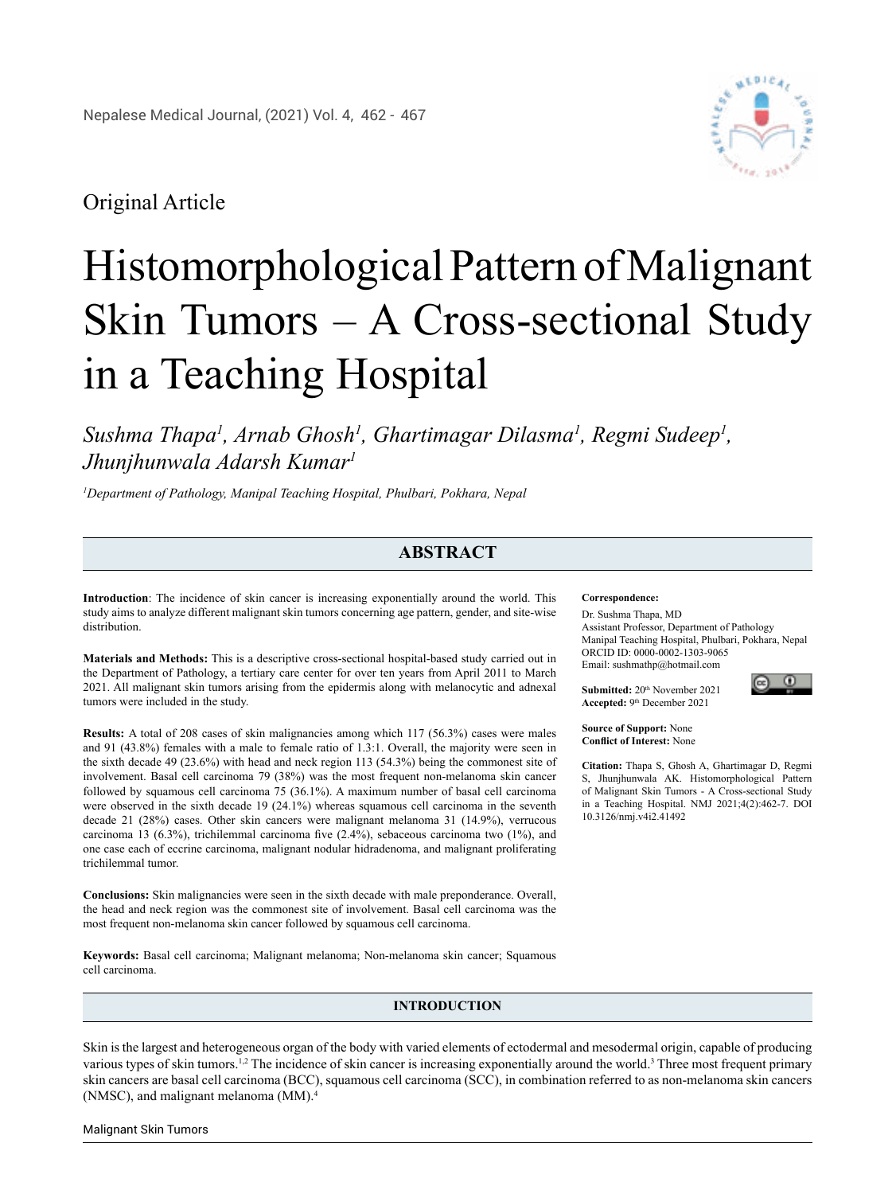Original Article

# Histomorphological Pattern of Malignant Skin Tumors – A Cross-sectional Study in a Teaching Hospital

*Sushma Thapa[1], Arnab Ghosh[1], Ghartimagar Dilasma[1], Regmi Sudeep[1], Jhunjhunwala Adarsh Kumar[1]*

*[1]Department of Pathology, Manipal Teaching Hospital, Phulbari, Pokhara, Nepal*

## ABSTRACT

**Introduction**: The incidence of skin cancer is increasing exponentially around the world. This study aims to analyze different malignant skin tumors concerning age pattern, gender, and site-wise distribution.

**Materials and Methods:** This is a descriptive cross-sectional hospital-based study carried out in the Department of Pathology, a tertiary care center for over ten years from April 2011 to March 2021. All malignant skin tumors arising from the epidermis along with melanocytic and adnexal tumors were included in the study.

**Results:** A total of 208 cases of skin malignancies among which 117 (56.3%) cases were males and 91 (43.8%) females with a male to female ratio of 1.3:1. Overall, the majority were seen in the sixth decade 49 (23.6%) with head and neck region 113 (54.3%) being the commonest site of involvement. Basal cell carcinoma 79 (38%) was the most frequent non-melanoma skin cancer followed by squamous cell carcinoma 75 (36.1%). A maximum number of basal cell carcinoma were observed in the sixth decade 19 (24.1%) whereas squamous cell carcinoma in the seventh decade 21 (28%) cases. Other skin cancers were malignant melanoma 31 (14.9%), verrucous carcinoma 13 (6.3%), trichilemmal carcinoma five (2.4%), sebaceous carcinoma two (1%), and one case each of eccrine carcinoma, malignant nodular hidradenoma, and malignant proliferating trichilemmal tumor.

**Conclusions:** Skin malignancies were seen in the sixth decade with male preponderance. Overall, the head and neck region was the commonest site of involvement. Basal cell carcinoma was the most frequent non-melanoma skin cancer followed by squamous cell carcinoma.

**Keywords:** Basal cell carcinoma; Malignant melanoma; Non-melanoma skin cancer; Squamous cell carcinoma.

**Correspondence:**
Dr. Sushma Thapa, MD
Assistant Professor, Department of Pathology
Manipal Teaching Hospital, Phulbari, Pokhara, Nepal
ORCID ID: 0000-0002-1303-9065
Email: sushmathp@hotmail.com

**Submitted:** 20th November 2021
**Accepted:** 9th December 2021

**Source of Support:** None
**Conflict of Interest:** None

**Citation:** Thapa S, Ghosh A, Ghartimagar D, Regmi S, Jhunjhunwala AK. Histomorphological Pattern of Malignant Skin Tumors - A Cross-sectional Study in a Teaching Hospital. NMJ 2021;4(2):462-7. DOI 10.3126/nmj.v4i2.41492

## INTRODUCTION

Skin is the largest and heterogeneous organ of the body with varied elements of ectodermal and mesodermal origin, capable of producing various types of skin tumors.[1,2] The incidence of skin cancer is increasing exponentially around the world.[3] Three most frequent primary skin cancers are basal cell carcinoma (BCC), squamous cell carcinoma (SCC), in combination referred to as non-melanoma skin cancers (NMSC), and malignant melanoma (MM).[4]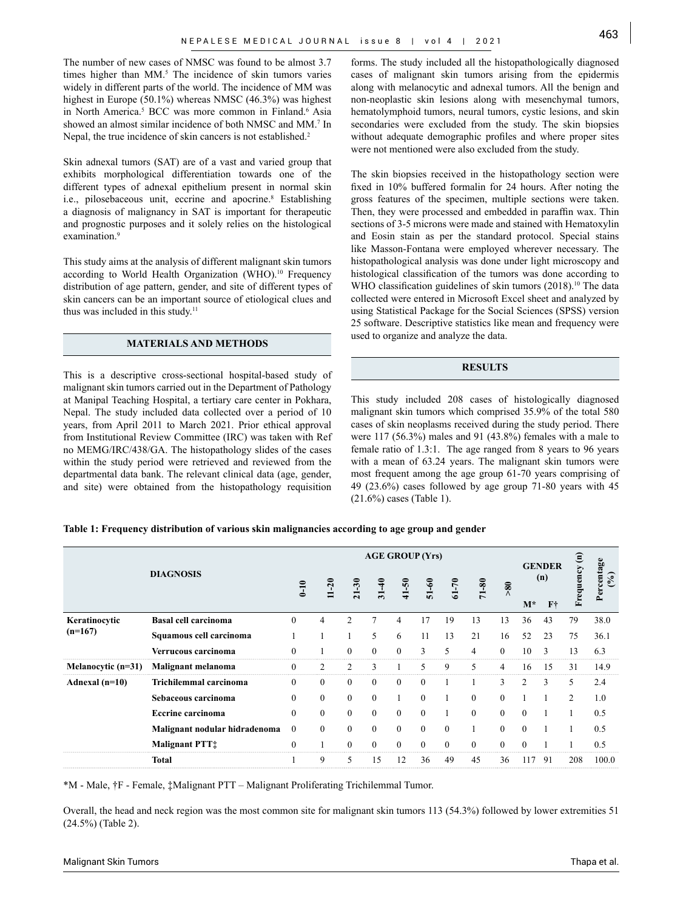The number of new cases of NMSC was found to be almost 3.7 times higher than MM.[5] The incidence of skin tumors varies widely in different parts of the world. The incidence of MM was highest in Europe (50.1%) whereas NMSC (46.3%) was highest in North America.[5] BCC was more common in Finland.[6] Asia showed an almost similar incidence of both NMSC and MM.[7] In Nepal, the true incidence of skin cancers is not established.[2]

Skin adnexal tumors (SAT) are of a vast and varied group that exhibits morphological differentiation towards one of the different types of adnexal epithelium present in normal skin i.e., pilosebaceous unit, eccrine and apocrine.[8] Establishing a diagnosis of malignancy in SAT is important for therapeutic and prognostic purposes and it solely relies on the histological examination.[9]

This study aims at the analysis of different malignant skin tumors according to World Health Organization (WHO).[10] Frequency distribution of age pattern, gender, and site of different types of skin cancers can be an important source of etiological clues and thus was included in this study.[11]

## MATERIALS AND METHODS

This is a descriptive cross-sectional hospital-based study of malignant skin tumors carried out in the Department of Pathology at Manipal Teaching Hospital, a tertiary care center in Pokhara, Nepal. The study included data collected over a period of 10 years, from April 2011 to March 2021. Prior ethical approval from Institutional Review Committee (IRC) was taken with Ref no MEMG/IRC/438/GA. The histopathology slides of the cases within the study period were retrieved and reviewed from the departmental data bank. The relevant clinical data (age, gender, and site) were obtained from the histopathology requisition forms. The study included all the histopathologically diagnosed cases of malignant skin tumors arising from the epidermis along with melanocytic and adnexal tumors. All the benign and non-neoplastic skin lesions along with mesenchymal tumors, hematolymphoid tumors, neural tumors, cystic lesions, and skin secondaries were excluded from the study. The skin biopsies without adequate demographic profiles and where proper sites were not mentioned were also excluded from the study.

The skin biopsies received in the histopathology section were fixed in 10% buffered formalin for 24 hours. After noting the gross features of the specimen, multiple sections were taken. Then, they were processed and embedded in paraffin wax. Thin sections of 3-5 microns were made and stained with Hematoxylin and Eosin stain as per the standard protocol. Special stains like Masson-Fontana were employed wherever necessary. The histopathological analysis was done under light microscopy and histological classification of the tumors was done according to WHO classification guidelines of skin tumors (2018).[10] The data collected were entered in Microsoft Excel sheet and analyzed by using Statistical Package for the Social Sciences (SPSS) version 25 software. Descriptive statistics like mean and frequency were used to organize and analyze the data.

## RESULTS

This study included 208 cases of histologically diagnosed malignant skin tumors which comprised 35.9% of the total 580 cases of skin neoplasms received during the study period. There were 117 (56.3%) males and 91 (43.8%) females with a male to female ratio of 1.3:1. The age ranged from 8 years to 96 years with a mean of 63.24 years. The malignant skin tumors were most frequent among the age group 61-70 years comprising of 49 (23.6%) cases followed by age group 71-80 years with 45 (21.6%) cases (Table 1).

**Table 1: Frequency distribution of various skin malignancies according to age group and gender**

| DIAGNOSIS | | AGE GROUP (Yrs) | | | | | | | | | GENDER (n) | | Frequency (n) | Percentage (%) |
|---|---|---|---|---|---|---|---|---|---|---|---|---|---|---|
| | | 0-10 | 11-20 | 21-30 | 31-40 | 41-50 | 51-60 | 61-70 | 71-80 | >80 | M* | F† | | |
| **Keratinocytic (n=167)** | **Basal cell carcinoma** | 0 | 4 | 2 | 7 | 4 | 17 | 19 | 13 | 13 | 36 | 43 | 79 | 38.0 |
| | **Squamous cell carcinoma** | 1 | 1 | 1 | 5 | 6 | 11 | 13 | 21 | 16 | 52 | 23 | 75 | 36.1 |
| | **Verrucous carcinoma** | 0 | 1 | 0 | 0 | 0 | 3 | 5 | 4 | 0 | 10 | 3 | 13 | 6.3 |
| **Melanocytic (n=31)** | **Malignant melanoma** | 0 | 2 | 2 | 3 | 1 | 5 | 9 | 5 | 4 | 16 | 15 | 31 | 14.9 |
| **Adnexal (n=10)** | **Trichilemmal carcinoma** | 0 | 0 | 0 | 0 | 0 | 0 | 1 | 1 | 3 | 2 | 3 | 5 | 2.4 |
| | **Sebaceous carcinoma** | 0 | 0 | 0 | 0 | 1 | 0 | 1 | 0 | 0 | 1 | 1 | 2 | 1.0 |
| | **Eccrine carcinoma** | 0 | 0 | 0 | 0 | 0 | 0 | 1 | 0 | 0 | 0 | 1 | 1 | 0.5 |
| | **Malignant nodular hidradenoma** | 0 | 0 | 0 | 0 | 0 | 0 | 0 | 1 | 0 | 0 | 1 | 1 | 0.5 |
| | **Malignant PTT‡** | 0 | 1 | 0 | 0 | 0 | 0 | 0 | 0 | 0 | 0 | 1 | 1 | 0.5 |
| | **Total** | 1 | 9 | 5 | 15 | 12 | 36 | 49 | 45 | 36 | 117 | 91 | 208 | 100.0 |

*M - Male, †F - Female, ‡Malignant PTT – Malignant Proliferating Trichilemmal Tumor.

Overall, the head and neck region was the most common site for malignant skin tumors 113 (54.3%) followed by lower extremities 51 (24.5%) (Table 2).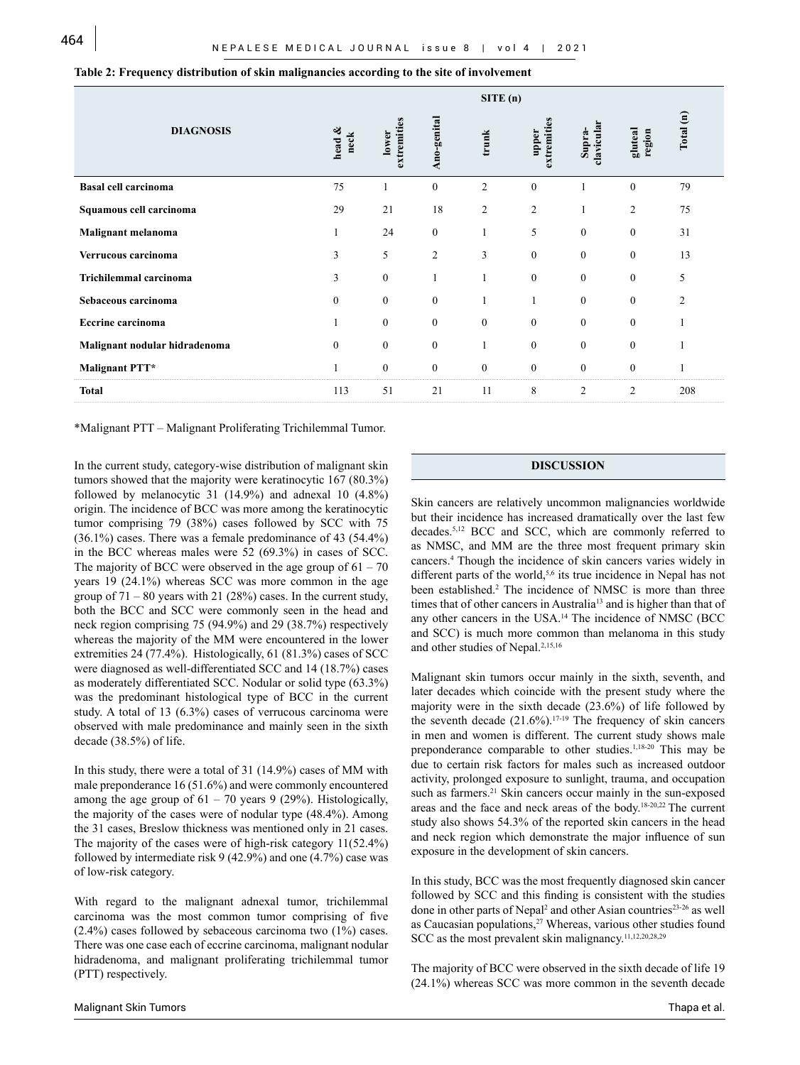**Table 2: Frequency distribution of skin malignancies according to the site of involvement**

| DIAGNOSIS | SITE (n) | | | | | | | |
|---|---|---|---|---|---|---|---|---|
| | head & neck | lower extremities | Ano-genital | trunk | upper extremities | Supra-clavicular | gluteal region | Total (n) |
| **Basal cell carcinoma** | 75 | 1 | 0 | 2 | 0 | 1 | 0 | 79 |
| **Squamous cell carcinoma** | 29 | 21 | 18 | 2 | 2 | 1 | 2 | 75 |
| **Malignant melanoma** | 1 | 24 | 0 | 1 | 5 | 0 | 0 | 31 |
| **Verrucous carcinoma** | 3 | 5 | 2 | 3 | 0 | 0 | 0 | 13 |
| **Trichilemmal carcinoma** | 3 | 0 | 1 | 1 | 0 | 0 | 0 | 5 |
| **Sebaceous carcinoma** | 0 | 0 | 0 | 1 | 1 | 0 | 0 | 2 |
| **Eccrine carcinoma** | 1 | 0 | 0 | 0 | 0 | 0 | 0 | 1 |
| **Malignant nodular hidradenoma** | 0 | 0 | 0 | 1 | 0 | 0 | 0 | 1 |
| **Malignant PTT*** | 1 | 0 | 0 | 0 | 0 | 0 | 0 | 1 |
| **Total** | 113 | 51 | 21 | 11 | 8 | 2 | 2 | 208 |

*Malignant PTT – Malignant Proliferating Trichilemmal Tumor.

In the current study, category-wise distribution of malignant skin tumors showed that the majority were keratinocytic 167 (80.3%) followed by melanocytic 31 (14.9%) and adnexal 10 (4.8%) origin. The incidence of BCC was more among the keratinocytic tumor comprising 79 (38%) cases followed by SCC with 75 (36.1%) cases. There was a female predominance of 43 (54.4%) in the BCC whereas males were 52 (69.3%) in cases of SCC. The majority of BCC were observed in the age group of 61 – 70 years 19 (24.1%) whereas SCC was more common in the age group of 71 – 80 years with 21 (28%) cases. In the current study, both the BCC and SCC were commonly seen in the head and neck region comprising 75 (94.9%) and 29 (38.7%) respectively whereas the majority of the MM were encountered in the lower extremities 24 (77.4%). Histologically, 61 (81.3%) cases of SCC were diagnosed as well-differentiated SCC and 14 (18.7%) cases as moderately differentiated SCC. Nodular or solid type (63.3%) was the predominant histological type of BCC in the current study. A total of 13 (6.3%) cases of verrucous carcinoma were observed with male predominance and mainly seen in the sixth decade (38.5%) of life.

In this study, there were a total of 31 (14.9%) cases of MM with male preponderance 16 (51.6%) and were commonly encountered among the age group of 61 – 70 years 9 (29%). Histologically, the majority of the cases were of nodular type (48.4%). Among the 31 cases, Breslow thickness was mentioned only in 21 cases. The majority of the cases were of high-risk category 11(52.4%) followed by intermediate risk 9 (42.9%) and one (4.7%) case was of low-risk category.

With regard to the malignant adnexal tumor, trichilemmal carcinoma was the most common tumor comprising of five (2.4%) cases followed by sebaceous carcinoma two (1%) cases. There was one case each of eccrine carcinoma, malignant nodular hidradenoma, and malignant proliferating trichilemmal tumor (PTT) respectively.

## DISCUSSION

Skin cancers are relatively uncommon malignancies worldwide but their incidence has increased dramatically over the last few decades.[5,12] BCC and SCC, which are commonly referred to as NMSC, and MM are the three most frequent primary skin cancers.[4] Though the incidence of skin cancers varies widely in different parts of the world,[5,6] its true incidence in Nepal has not been established.[2] The incidence of NMSC is more than three times that of other cancers in Australia[13] and is higher than that of any other cancers in the USA.[14] The incidence of NMSC (BCC and SCC) is much more common than melanoma in this study and other studies of Nepal.[2,15,16]

Malignant skin tumors occur mainly in the sixth, seventh, and later decades which coincide with the present study where the majority were in the sixth decade (23.6%) of life followed by the seventh decade (21.6%).[17-19] The frequency of skin cancers in men and women is different. The current study shows male preponderance comparable to other studies.[1,18-20] This may be due to certain risk factors for males such as increased outdoor activity, prolonged exposure to sunlight, trauma, and occupation such as farmers.[21] Skin cancers occur mainly in the sun-exposed areas and the face and neck areas of the body.[18-20,22] The current study also shows 54.3% of the reported skin cancers in the head and neck region which demonstrate the major influence of sun exposure in the development of skin cancers.

In this study, BCC was the most frequently diagnosed skin cancer followed by SCC and this finding is consistent with the studies done in other parts of Nepal[2] and other Asian countries[23-26] as well as Caucasian populations,[27] Whereas, various other studies found SCC as the most prevalent skin malignancy.[11,12,20,28,29]

The majority of BCC were observed in the sixth decade of life 19 (24.1%) whereas SCC was more common in the seventh decade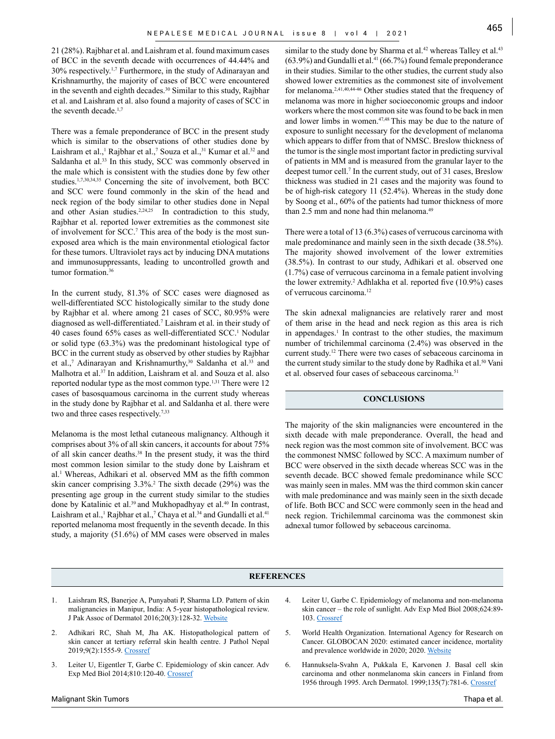21 (28%). Rajbhar et al. and Laishram et al. found maximum cases of BCC in the seventh decade with occurrences of 44.44% and 30% respectively.[1,7] Furthermore, in the study of Adinarayan and Krishnamurthy, the majority of cases of BCC were encountered in the seventh and eighth decades.[30] Similar to this study, Rajbhar et al. and Laishram et al. also found a majority of cases of SCC in the seventh decade.[1,7]

There was a female preponderance of BCC in the present study which is similar to the observations of other studies done by Laishram et al.,[1] Rajbhar et al.,[7] Souza et al.,[31] Kumar et al.[32] and Saldanha et al.[33] In this study, SCC was commonly observed in the male which is consistent with the studies done by few other studies.[1,7,30,34,35] Concerning the site of involvement, both BCC and SCC were found commonly in the skin of the head and neck region of the body similar to other studies done in Nepal and other Asian studies.[2,24,25] In contradiction to this study, Rajbhar et al. reported lower extremities as the commonest site of involvement for SCC.[7] This area of the body is the most sun-exposed area which is the main environmental etiological factor for these tumors. Ultraviolet rays act by inducing DNA mutations and immunosuppressants, leading to uncontrolled growth and tumor formation.[36]

In the current study, 81.3% of SCC cases were diagnosed as well-differentiated SCC histologically similar to the study done by Rajbhar et al. where among 21 cases of SCC, 80.95% were diagnosed as well-differentiated.[7] Laishram et al. in their study of 40 cases found 65% cases as well-differentiated SCC.[1] Nodular or solid type (63.3%) was the predominant histological type of BCC in the current study as observed by other studies by Rajbhar et al.,[7] Adinarayan and Krishnamurthy,[30] Saldanha et al.[33] and Malhotra et al.[37] In addition, Laishram et al. and Souza et al. also reported nodular type as the most common type.[1,31] There were 12 cases of basosquamous carcinoma in the current study whereas in the study done by Rajbhar et al. and Saldanha et al. there were two and three cases respectively.[7,33]

Melanoma is the most lethal cutaneous malignancy. Although it comprises about 3% of all skin cancers, it accounts for about 75% of all skin cancer deaths.[38] In the present study, it was the third most common lesion similar to the study done by Laishram et al.[1] Whereas, Adhikari et al. observed MM as the fifth common skin cancer comprising 3.3%.[2] The sixth decade (29%) was the presenting age group in the current study similar to the studies done by Katalinic et al.[39] and Mukhopadhyay et al.[40] In contrast, Laishram et al.,[1] Rajbhar et al.,[7] Chaya et al.[34] and Gundalli et al.[41] reported melanoma most frequently in the seventh decade. In this study, a majority (51.6%) of MM cases were observed in males similar to the study done by Sharma et al.[42] whereas Talley et al.[43] (63.9%) and Gundalli et al.[41] (66.7%) found female preponderance in their studies. Similar to the other studies, the current study also showed lower extremities as the commonest site of involvement for melanoma.[2,41,40,44-46] Other studies stated that the frequency of melanoma was more in higher socioeconomic groups and indoor workers where the most common site was found to be back in men and lower limbs in women.[47,48] This may be due to the nature of exposure to sunlight necessary for the development of melanoma which appears to differ from that of NMSC. Breslow thickness of the tumor is the single most important factor in predicting survival of patients in MM and is measured from the granular layer to the deepest tumor cell.[7] In the current study, out of 31 cases, Breslow thickness was studied in 21 cases and the majority was found to be of high-risk category 11 (52.4%). Whereas in the study done by Soong et al., 60% of the patients had tumor thickness of more than 2.5 mm and none had thin melanoma.[49]

There were a total of 13 (6.3%) cases of verrucous carcinoma with male predominance and mainly seen in the sixth decade (38.5%). The majority showed involvement of the lower extremities (38.5%). In contrast to our study, Adhikari et al. observed one (1.7%) case of verrucous carcinoma in a female patient involving the lower extremity.[2] Adhlakha et al. reported five (10.9%) cases of verrucous carcinoma.[12]

The skin adnexal malignancies are relatively rarer and most of them arise in the head and neck region as this area is rich in appendages.[1] In contrast to the other studies, the maximum number of trichilemmal carcinoma (2.4%) was observed in the current study.[12] There were two cases of sebaceous carcinoma in the current study similar to the study done by Radhika et al.[50] Vani et al. observed four cases of sebaceous carcinoma.[51]

## CONCLUSIONS

The majority of the skin malignancies were encountered in the sixth decade with male preponderance. Overall, the head and neck region was the most common site of involvement. BCC was the commonest NMSC followed by SCC. A maximum number of BCC were observed in the sixth decade whereas SCC was in the seventh decade. BCC showed female predominance while SCC was mainly seen in males. MM was the third common skin cancer with male predominance and was mainly seen in the sixth decade of life. Both BCC and SCC were commonly seen in the head and neck region. Trichilemmal carcinoma was the commonest skin adnexal tumor followed by sebaceous carcinoma.

## REFERENCES

1. Laishram RS, Banerjee A, Punyabati P, Sharma LD. Pattern of skin malignancies in Manipur, India: A 5-year histopathological review. J Pak Assoc of Dermatol 2016;20(3):128-32. Website
2. Adhikari RC, Shah M, Jha AK. Histopathological pattern of skin cancer at tertiary referral skin health centre. J Pathol Nepal 2019;9(2):1555-9. Crossref
3. Leiter U, Eigentler T, Garbe C. Epidemiology of skin cancer. Adv Exp Med Biol 2014;810:120-40. Crossref
4. Leiter U, Garbe C. Epidemiology of melanoma and non-melanoma skin cancer – the role of sunlight. Adv Exp Med Biol 2008;624:89-103. Crossref
5. World Health Organization. International Agency for Research on Cancer. GLOBOCAN 2020: estimated cancer incidence, mortality and prevalence worldwide in 2020; 2020. Website
6. Hannuksela-Svahn A, Pukkala E, Karvonen J. Basal cell skin carcinoma and other nonmelanoma skin cancers in Finland from 1956 through 1995. Arch Dermatol. 1999;135(7):781-6. Crossref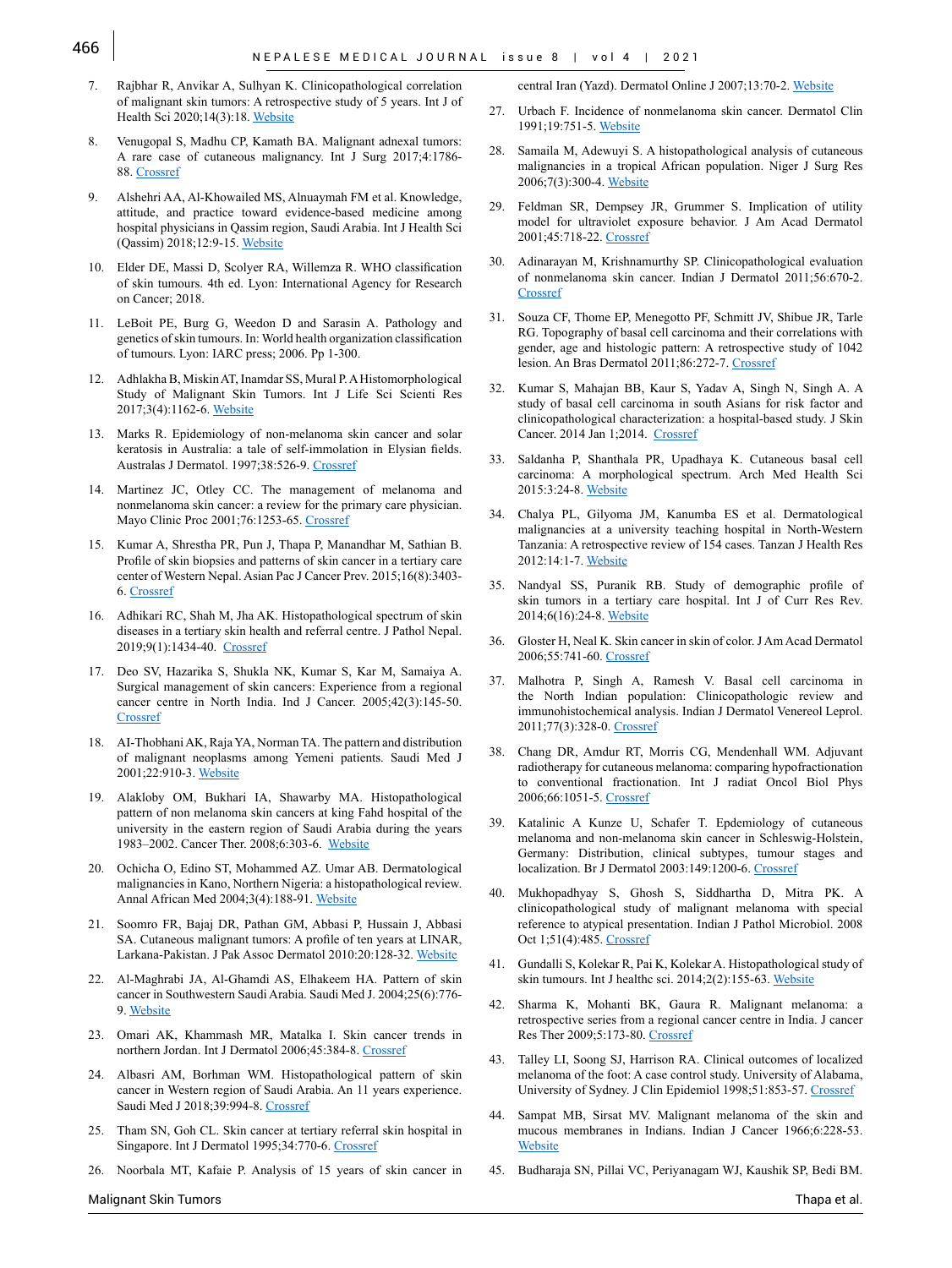7. Rajbhar R, Anvikar A, Sulhyan K. Clinicopathological correlation of malignant skin tumors: A retrospective study of 5 years. Int J of Health Sci 2020;14(3):18. Website

8. Venugopal S, Madhu CP, Kamath BA. Malignant adnexal tumors: A rare case of cutaneous malignancy. Int J Surg 2017;4:1786-88. Crossref

9. Alshehri AA, Al-Khowailed MS, Alnuaymah FM et al. Knowledge, attitude, and practice toward evidence-based medicine among hospital physicians in Qassim region, Saudi Arabia. Int J Health Sci (Qassim) 2018;12:9-15. Website

10. Elder DE, Massi D, Scolyer RA, Willemza R. WHO classification of skin tumours. 4th ed. Lyon: International Agency for Research on Cancer; 2018.

11. LeBoit PE, Burg G, Weedon D and Sarasin A. Pathology and genetics of skin tumours. In: World health organization classification of tumours. Lyon: IARC press; 2006. Pp 1-300.

12. Adhlakha B, Miskin AT, Inamdar SS, Mural P. A Histomorphological Study of Malignant Skin Tumors. Int J Life Sci Scienti Res 2017;3(4):1162-6. Website

13. Marks R. Epidemiology of non-melanoma skin cancer and solar keratosis in Australia: a tale of self-immolation in Elysian fields. Australas J Dermatol. 1997;38:526-9. Crossref

14. Martinez JC, Otley CC. The management of melanoma and nonmelanoma skin cancer: a review for the primary care physician. Mayo Clinic Proc 2001;76:1253-65. Crossref

15. Kumar A, Shrestha PR, Pun J, Thapa P, Manandhar M, Sathian B. Profile of skin biopsies and patterns of skin cancer in a tertiary care center of Western Nepal. Asian Pac J Cancer Prev. 2015;16(8):3403-6. Crossref

16. Adhikari RC, Shah M, Jha AK. Histopathological spectrum of skin diseases in a tertiary skin health and referral centre. J Pathol Nepal. 2019;9(1):1434-40. Crossref

17. Deo SV, Hazarika S, Shukla NK, Kumar S, Kar M, Samaiya A. Surgical management of skin cancers: Experience from a regional cancer centre in North India. Ind J Cancer. 2005;42(3):145-50. Crossref

18. AI-Thobhani AK, Raja YA, Norman TA. The pattern and distribution of malignant neoplasms among Yemeni patients. Saudi Med J 2001;22:910-3. Website

19. Alakloby OM, Bukhari IA, Shawarby MA. Histopathological pattern of non melanoma skin cancers at king Fahd hospital of the university in the eastern region of Saudi Arabia during the years 1983–2002. Cancer Ther. 2008;6:303-6. Website

20. Ochicha O, Edino ST, Mohammed AZ. Umar AB. Dermatological malignancies in Kano, Northern Nigeria: a histopathological review. Annal African Med 2004;3(4):188-91. Website

21. Soomro FR, Bajaj DR, Pathan GM, Abbasi P, Hussain J, Abbasi SA. Cutaneous malignant tumors: A profile of ten years at LINAR, Larkana-Pakistan. J Pak Assoc Dermatol 2010:20:128-32. Website

22. Al-Maghrabi JA, Al-Ghamdi AS, Elhakeem HA. Pattern of skin cancer in Southwestern Saudi Arabia. Saudi Med J. 2004;25(6):776-9. Website

23. Omari AK, Khammash MR, Matalka I. Skin cancer trends in northern Jordan. Int J Dermatol 2006;45:384-8. Crossref

24. Albasri AM, Borhman WM. Histopathological pattern of skin cancer in Western region of Saudi Arabia. An 11 years experience. Saudi Med J 2018;39:994-8. Crossref

25. Tham SN, Goh CL. Skin cancer at tertiary referral skin hospital in Singapore. Int J Dermatol 1995;34:770-6. Crossref

26. Noorbala MT, Kafaie P. Analysis of 15 years of skin cancer in central Iran (Yazd). Dermatol Online J 2007;13:70-2. Website

27. Urbach F. Incidence of nonmelanoma skin cancer. Dermatol Clin 1991;19:751-5. Website

28. Samaila M, Adewuyi S. A histopathological analysis of cutaneous malignancies in a tropical African population. Niger J Surg Res 2006;7(3):300-4. Website

29. Feldman SR, Dempsey JR, Grummer S. Implication of utility model for ultraviolet exposure behavior. J Am Acad Dermatol 2001;45:718-22. Crossref

30. Adinarayan M, Krishnamurthy SP. Clinicopathological evaluation of nonmelanoma skin cancer. Indian J Dermatol 2011;56:670-2. Crossref

31. Souza CF, Thome EP, Menegotto PF, Schmitt JV, Shibue JR, Tarle RG. Topography of basal cell carcinoma and their correlations with gender, age and histologic pattern: A retrospective study of 1042 lesion. An Bras Dermatol 2011;86:272-7. Crossref

32. Kumar S, Mahajan BB, Kaur S, Yadav A, Singh N, Singh A. A study of basal cell carcinoma in south Asians for risk factor and clinicopathological characterization: a hospital-based study. J Skin Cancer. 2014 Jan 1;2014. Crossref

33. Saldanha P, Shanthala PR, Upadhaya K. Cutaneous basal cell carcinoma: A morphological spectrum. Arch Med Health Sci 2015:3:24-8. Website

34. Chalya PL, Gilyoma JM, Kanumba ES et al. Dermatological malignancies at a university teaching hospital in North-Western Tanzania: A retrospective review of 154 cases. Tanzan J Health Res 2012:14:1-7. Website

35. Nandyal SS, Puranik RB. Study of demographic profile of skin tumors in a tertiary care hospital. Int J of Curr Res Rev. 2014;6(16):24-8. Website

36. Gloster H, Neal K. Skin cancer in skin of color. J Am Acad Dermatol 2006;55:741-60. Crossref

37. Malhotra P, Singh A, Ramesh V. Basal cell carcinoma in the North Indian population: Clinicopathologic review and immunohistochemical analysis. Indian J Dermatol Venereol Leprol. 2011;77(3):328-0. Crossref

38. Chang DR, Amdur RT, Morris CG, Mendenhall WM. Adjuvant radiotherapy for cutaneous melanoma: comparing hypofractionation to conventional fractionation. Int J radiat Oncol Biol Phys 2006;66:1051-5. Crossref

39. Katalinic A Kunze U, Schafer T. Epidemiology of cutaneous melanoma and non-melanoma skin cancer in Schleswig-Holstein, Germany: Distribution, clinical subtypes, tumour stages and localization. Br J Dermatol 2003:149:1200-6. Crossref

40. Mukhopadhyay S, Ghosh S, Siddhartha D, Mitra PK. A clinicopathological study of malignant melanoma with special reference to atypical presentation. Indian J Pathol Microbiol. 2008 Oct 1;51(4):485. Crossref

41. Gundalli S, Kolekar R, Pai K, Kolekar A. Histopathological study of skin tumours. Int J healthc sci. 2014;2(2):155-63. Website

42. Sharma K, Mohanti BK, Gaura R. Malignant melanoma: a retrospective series from a regional cancer centre in India. J cancer Res Ther 2009;5:173-80. Crossref

43. Talley LI, Soong SJ, Harrison RA. Clinical outcomes of localized melanoma of the foot: A case control study. University of Alabama, University of Sydney. J Clin Epidemiol 1998;51:853-57. Crossref

44. Sampat MB, Sirsat MV. Malignant melanoma of the skin and mucous membranes in Indians. Indian J Cancer 1966;6:228-53. Website

45. Budharaja SN, Pillai VC, Periyanagam WJ, Kaushik SP, Bedi BM.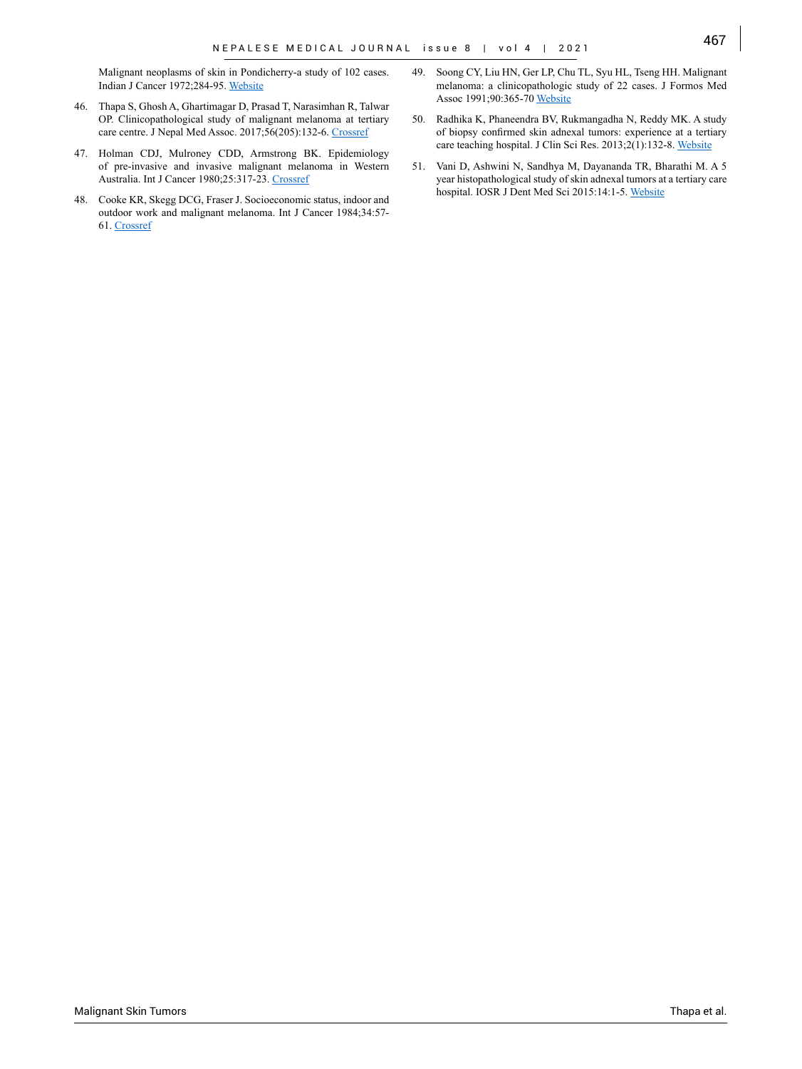Malignant neoplasms of skin in Pondicherry-a study of 102 cases. Indian J Cancer 1972;284-95. [Website]

46. Thapa S, Ghosh A, Ghartimagar D, Prasad T, Narasimhan R, Talwar OP. Clinicopathological study of malignant melanoma at tertiary care centre. J Nepal Med Assoc. 2017;56(205):132-6. [Crossref]

47. Holman CDJ, Mulroney CDD, Armstrong BK. Epidemiology of pre-invasive and invasive malignant melanoma in Western Australia. Int J Cancer 1980;25:317-23. [Crossref]

48. Cooke KR, Skegg DCG, Fraser J. Socioeconomic status, indoor and outdoor work and malignant melanoma. Int J Cancer 1984;34:57-61. [Crossref]

49. Soong CY, Liu HN, Ger LP, Chu TL, Syu HL, Tseng HH. Malignant melanoma: a clinicopathologic study of 22 cases. J Formos Med Assoc 1991;90:365-70 [Website]

50. Radhika K, Phaneendra BV, Rukmangadha N, Reddy MK. A study of biopsy confirmed skin adnexal tumors: experience at a tertiary care teaching hospital. J Clin Sci Res. 2013;2(1):132-8. [Website]

51. Vani D, Ashwini N, Sandhya M, Dayananda TR, Bharathi M. A 5 year histopathological study of skin adnexal tumors at a tertiary care hospital. IOSR J Dent Med Sci 2015:14:1-5. [Website]